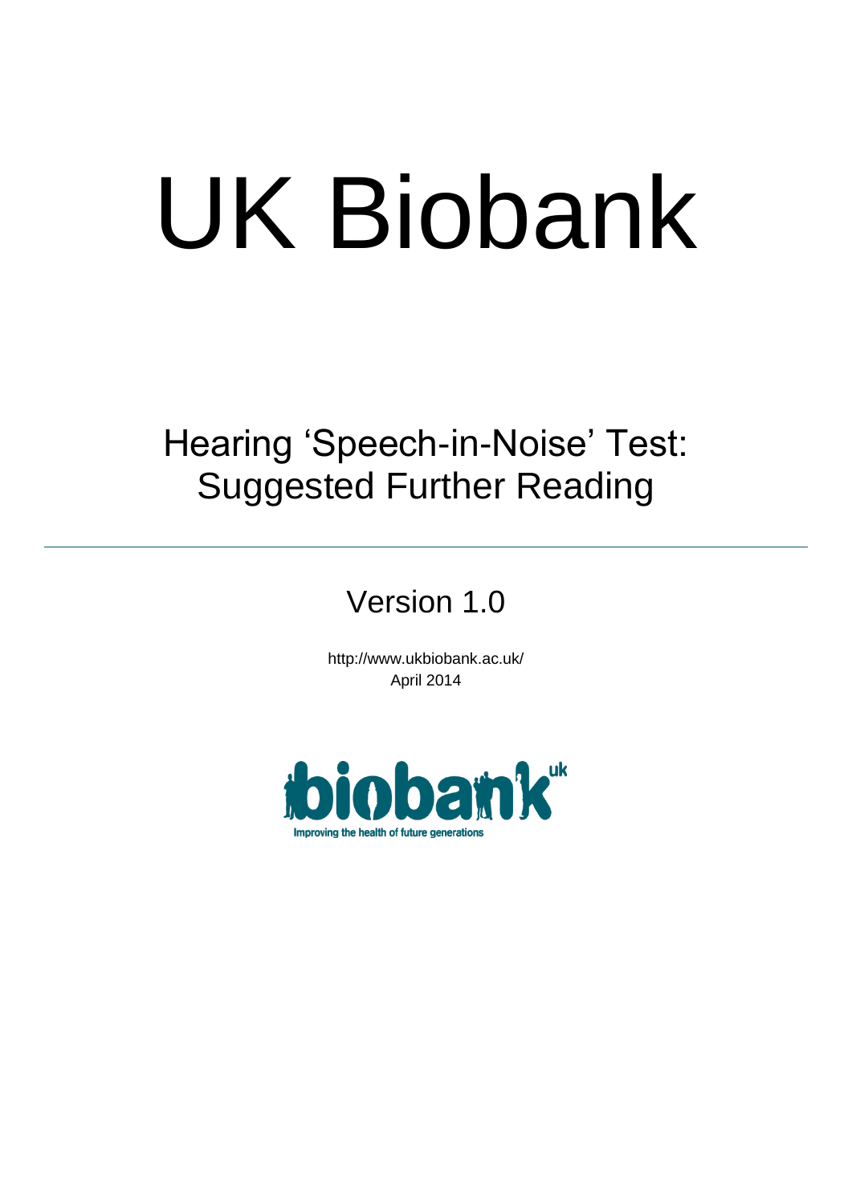# UK Biobank

## Hearing 'Speech-in-Noise' Test: Suggested Further Reading

---

Version 1.0

http://www.ukbiobank.ac.uk/
April 2014

biobank uk

Improving the health of future generations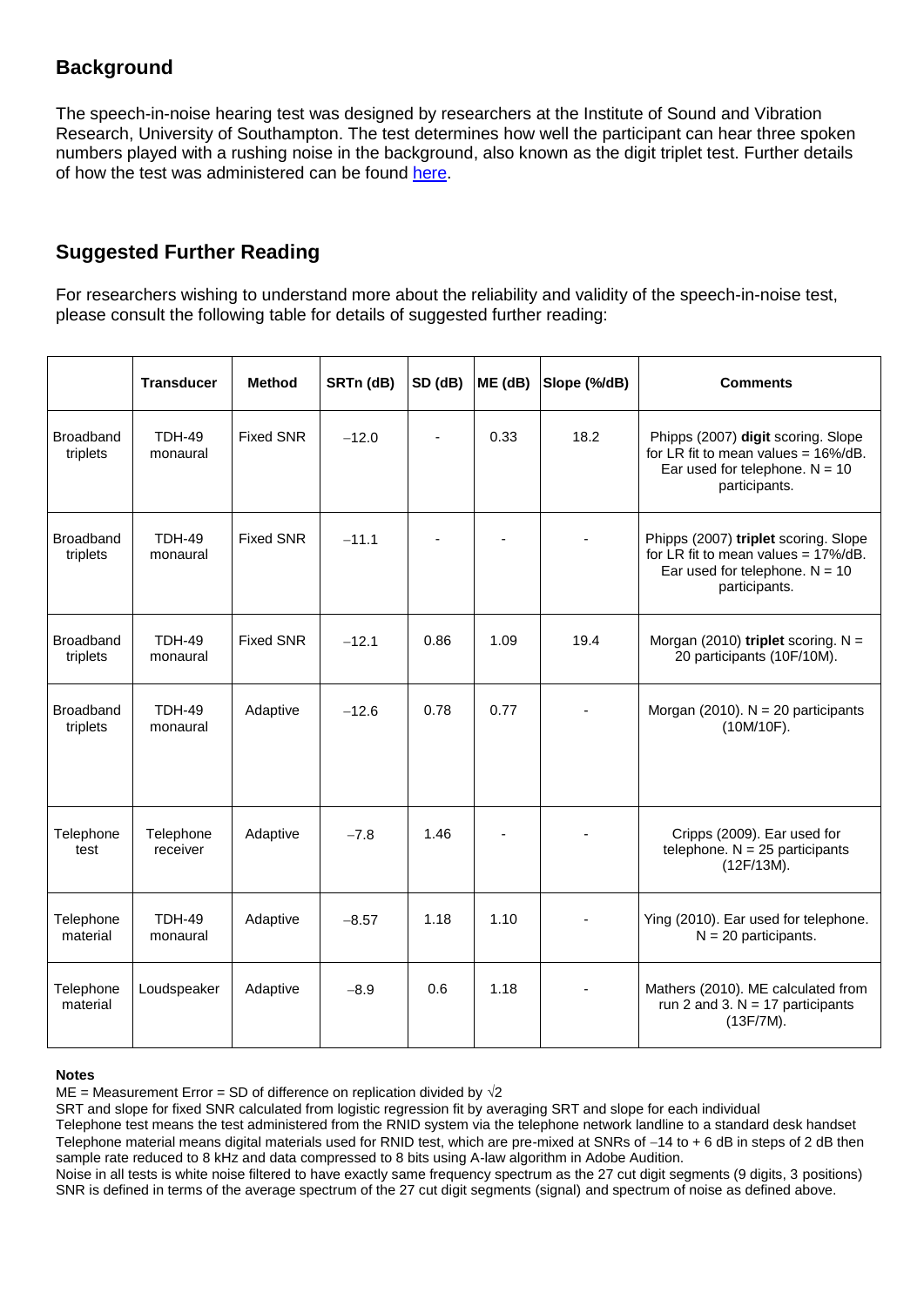## Background

The speech-in-noise hearing test was designed by researchers at the Institute of Sound and Vibration Research, University of Southampton. The test determines how well the participant can hear three spoken numbers played with a rushing noise in the background, also known as the digit triplet test. Further details of how the test was administered can be found here.

## Suggested Further Reading

For researchers wishing to understand more about the reliability and validity of the speech-in-noise test, please consult the following table for details of suggested further reading:

| | Transducer | Method | SRTn (dB) | SD (dB) | ME (dB) | Slope (%/dB) | Comments |
|---|---|---|---|---|---|---|---|
| Broadband triplets | TDH-49 monaural | Fixed SNR | −12.0 | - | 0.33 | 18.2 | Phipps (2007) **digit** scoring. Slope for LR fit to mean values = 16%/dB. Ear used for telephone. N = 10 participants. |
| Broadband triplets | TDH-49 monaural | Fixed SNR | −11.1 | - | - | - | Phipps (2007) **triplet** scoring. Slope for LR fit to mean values = 17%/dB. Ear used for telephone. N = 10 participants. |
| Broadband triplets | TDH-49 monaural | Fixed SNR | −12.1 | 0.86 | 1.09 | 19.4 | Morgan (2010) **triplet** scoring. N = 20 participants (10F/10M). |
| Broadband triplets | TDH-49 monaural | Adaptive | −12.6 | 0.78 | 0.77 | - | Morgan (2010). N = 20 participants (10M/10F). |
| Telephone test | Telephone receiver | Adaptive | −7.8 | 1.46 | - | - | Cripps (2009). Ear used for telephone. N = 25 participants (12F/13M). |
| Telephone material | TDH-49 monaural | Adaptive | −8.57 | 1.18 | 1.10 | - | Ying (2010). Ear used for telephone. N = 20 participants. |
| Telephone material | Loudspeaker | Adaptive | −8.9 | 0.6 | 1.18 | - | Mathers (2010). ME calculated from run 2 and 3. N = 17 participants (13F/7M). |

**Notes**

ME = Measurement Error = SD of difference on replication divided by $\sqrt{2}$

SRT and slope for fixed SNR calculated from logistic regression fit by averaging SRT and slope for each individual

Telephone test means the test administered from the RNID system via the telephone network landline to a standard desk handset

Telephone material means digital materials used for RNID test, which are pre-mixed at SNRs of −14 to + 6 dB in steps of 2 dB then sample rate reduced to 8 kHz and data compressed to 8 bits using A-law algorithm in Adobe Audition.

Noise in all tests is white noise filtered to have exactly same frequency spectrum as the 27 cut digit segments (9 digits, 3 positions)

SNR is defined in terms of the average spectrum of the 27 cut digit segments (signal) and spectrum of noise as defined above.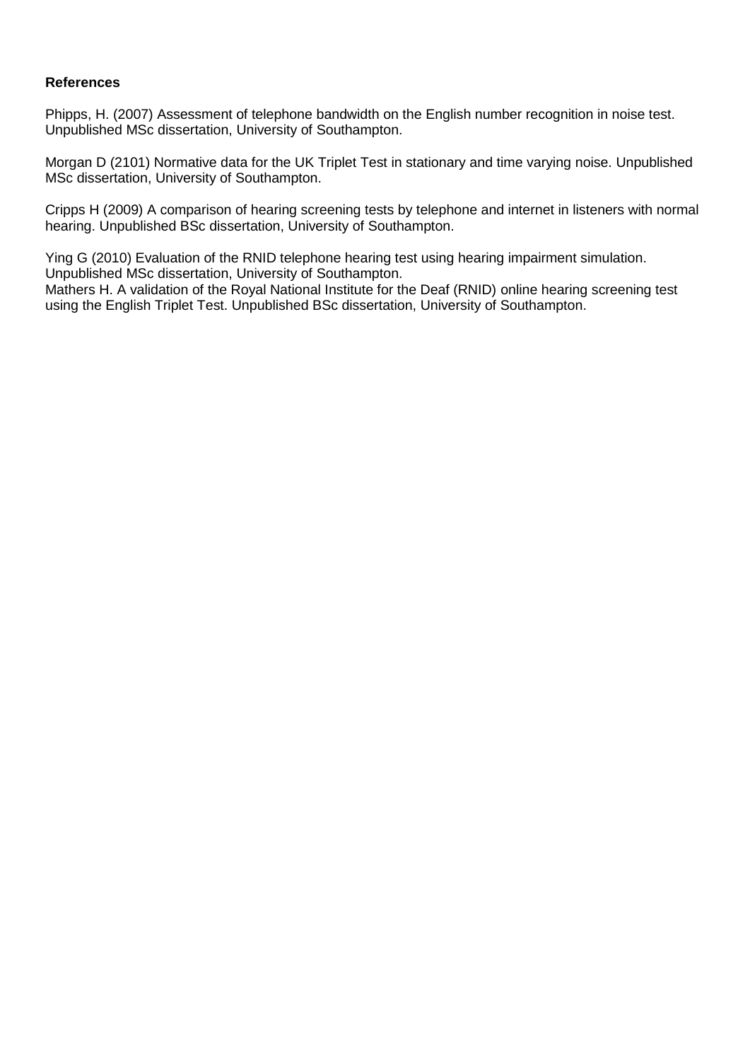**References**

Phipps, H. (2007) Assessment of telephone bandwidth on the English number recognition in noise test. Unpublished MSc dissertation, University of Southampton.

Morgan D (2101) Normative data for the UK Triplet Test in stationary and time varying noise. Unpublished MSc dissertation, University of Southampton.

Cripps H (2009) A comparison of hearing screening tests by telephone and internet in listeners with normal hearing. Unpublished BSc dissertation, University of Southampton.

Ying G (2010) Evaluation of the RNID telephone hearing test using hearing impairment simulation. Unpublished MSc dissertation, University of Southampton.
Mathers H. A validation of the Royal National Institute for the Deaf (RNID) online hearing screening test using the English Triplet Test. Unpublished BSc dissertation, University of Southampton.